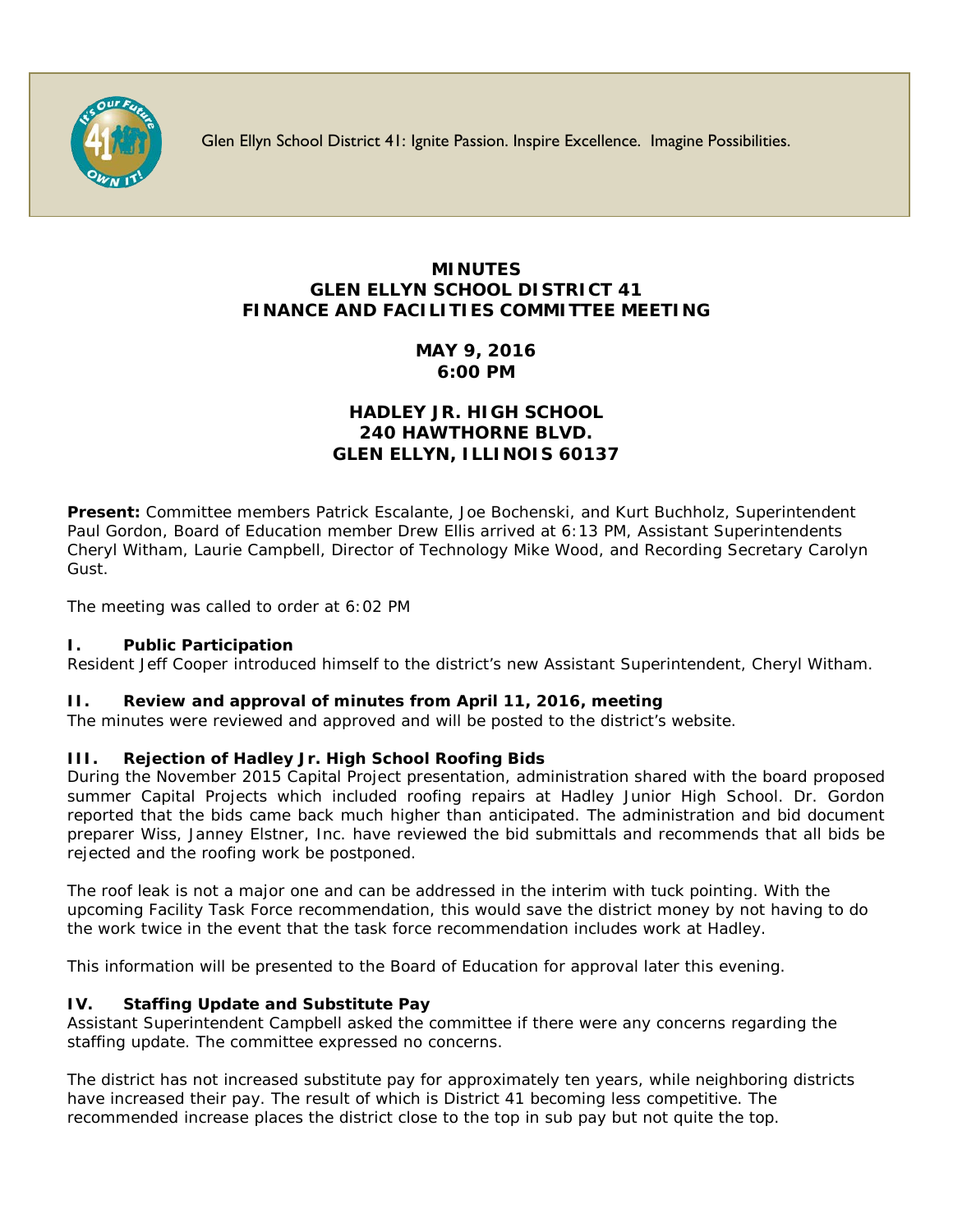Glen Ellyn School District 41: Ignite Passion. Inspire Excellence. Imagine Possibilities.

# MINUTES
# GLEN ELLYN SCHOOL DISTRICT 41
# FINANCE AND FACILITIES COMMITTEE MEETING

## MAY 9, 2016
## 6:00 PM

## HADLEY JR. HIGH SCHOOL
## 240 HAWTHORNE BLVD.
## GLEN ELLYN, ILLINOIS 60137

**Present:** Committee members Patrick Escalante, Joe Bochenski, and Kurt Buchholz, Superintendent Paul Gordon, Board of Education member Drew Ellis arrived at 6:13 PM, Assistant Superintendents Cheryl Witham, Laurie Campbell, Director of Technology Mike Wood, and Recording Secretary Carolyn Gust.

The meeting was called to order at 6:02 PM

### I. Public Participation

Resident Jeff Cooper introduced himself to the district's new Assistant Superintendent, Cheryl Witham.

### II. Review and approval of minutes from April 11, 2016, meeting

The minutes were reviewed and approved and will be posted to the district's website.

### III. Rejection of Hadley Jr. High School Roofing Bids

During the November 2015 Capital Project presentation, administration shared with the board proposed summer Capital Projects which included roofing repairs at Hadley Junior High School. Dr. Gordon reported that the bids came back much higher than anticipated. The administration and bid document preparer Wiss, Janney Elstner, Inc. have reviewed the bid submittals and recommends that all bids be rejected and the roofing work be postponed.

The roof leak is not a major one and can be addressed in the interim with tuck pointing. With the upcoming Facility Task Force recommendation, this would save the district money by not having to do the work twice in the event that the task force recommendation includes work at Hadley.

This information will be presented to the Board of Education for approval later this evening.

### IV. Staffing Update and Substitute Pay

Assistant Superintendent Campbell asked the committee if there were any concerns regarding the staffing update. The committee expressed no concerns.

The district has not increased substitute pay for approximately ten years, while neighboring districts have increased their pay. The result of which is District 41 becoming less competitive. The recommended increase places the district close to the top in sub pay but not quite the top.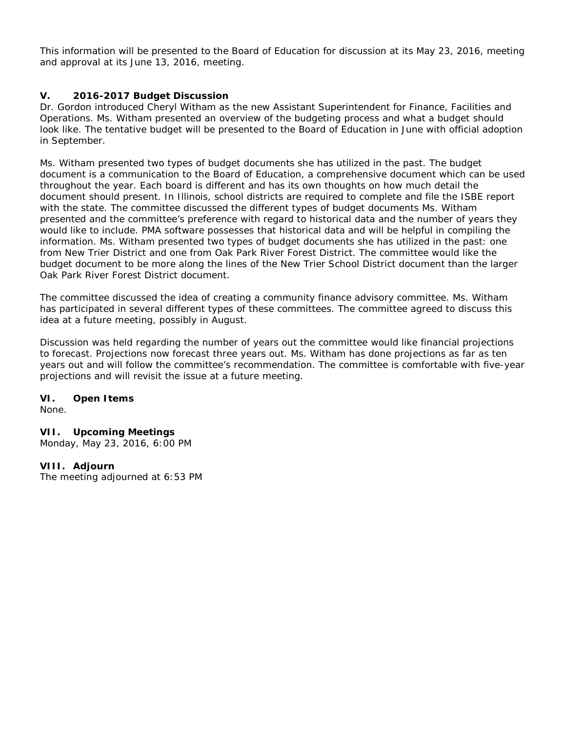This information will be presented to the Board of Education for discussion at its May 23, 2016, meeting and approval at its June 13, 2016, meeting.

## V. 2016-2017 Budget Discussion

Dr. Gordon introduced Cheryl Witham as the new Assistant Superintendent for Finance, Facilities and Operations. Ms. Witham presented an overview of the budgeting process and what a budget should look like. The tentative budget will be presented to the Board of Education in June with official adoption in September.

Ms. Witham presented two types of budget documents she has utilized in the past. The budget document is a communication to the Board of Education, a comprehensive document which can be used throughout the year. Each board is different and has its own thoughts on how much detail the document should present. In Illinois, school districts are required to complete and file the ISBE report with the state. The committee discussed the different types of budget documents Ms. Witham presented and the committee's preference with regard to historical data and the number of years they would like to include. PMA software possesses that historical data and will be helpful in compiling the information. Ms. Witham presented two types of budget documents she has utilized in the past: one from New Trier District and one from Oak Park River Forest District. The committee would like the budget document to be more along the lines of the New Trier School District document than the larger Oak Park River Forest District document.

The committee discussed the idea of creating a community finance advisory committee. Ms. Witham has participated in several different types of these committees. The committee agreed to discuss this idea at a future meeting, possibly in August.

Discussion was held regarding the number of years out the committee would like financial projections to forecast. Projections now forecast three years out. Ms. Witham has done projections as far as ten years out and will follow the committee's recommendation. The committee is comfortable with five-year projections and will revisit the issue at a future meeting.

## VI. Open Items

None.

## VII. Upcoming Meetings

Monday, May 23, 2016, 6:00 PM

## VIII. Adjourn

The meeting adjourned at 6:53 PM